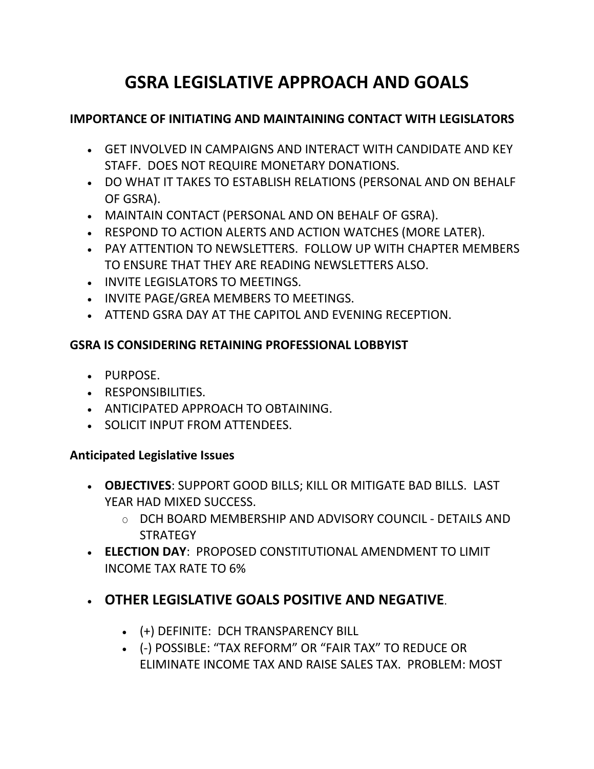# GSRA LEGISLATIVE APPROACH AND GOALS

**IMPORTANCE OF INITIATING AND MAINTAINING CONTACT WITH LEGISLATORS**

- GET INVOLVED IN CAMPAIGNS AND INTERACT WITH CANDIDATE AND KEY STAFF. DOES NOT REQUIRE MONETARY DONATIONS.
- DO WHAT IT TAKES TO ESTABLISH RELATIONS (PERSONAL AND ON BEHALF OF GSRA).
- MAINTAIN CONTACT (PERSONAL AND ON BEHALF OF GSRA).
- RESPOND TO ACTION ALERTS AND ACTION WATCHES (MORE LATER).
- PAY ATTENTION TO NEWSLETTERS. FOLLOW UP WITH CHAPTER MEMBERS TO ENSURE THAT THEY ARE READING NEWSLETTERS ALSO.
- INVITE LEGISLATORS TO MEETINGS.
- INVITE PAGE/GREA MEMBERS TO MEETINGS.
- ATTEND GSRA DAY AT THE CAPITOL AND EVENING RECEPTION.

**GSRA IS CONSIDERING RETAINING PROFESSIONAL LOBBYIST**

- PURPOSE.
- RESPONSIBILITIES.
- ANTICIPATED APPROACH TO OBTAINING.
- SOLICIT INPUT FROM ATTENDEES.

**Anticipated Legislative Issues**

- **OBJECTIVES**: SUPPORT GOOD BILLS; KILL OR MITIGATE BAD BILLS. LAST YEAR HAD MIXED SUCCESS.
  - DCH BOARD MEMBERSHIP AND ADVISORY COUNCIL - DETAILS AND STRATEGY
- **ELECTION DAY**: PROPOSED CONSTITUTIONAL AMENDMENT TO LIMIT INCOME TAX RATE TO 6%
- **OTHER LEGISLATIVE GOALS POSITIVE AND NEGATIVE**.
  - (+) DEFINITE: DCH TRANSPARENCY BILL
  - (-) POSSIBLE: "TAX REFORM" OR "FAIR TAX" TO REDUCE OR ELIMINATE INCOME TAX AND RAISE SALES TAX. PROBLEM: MOST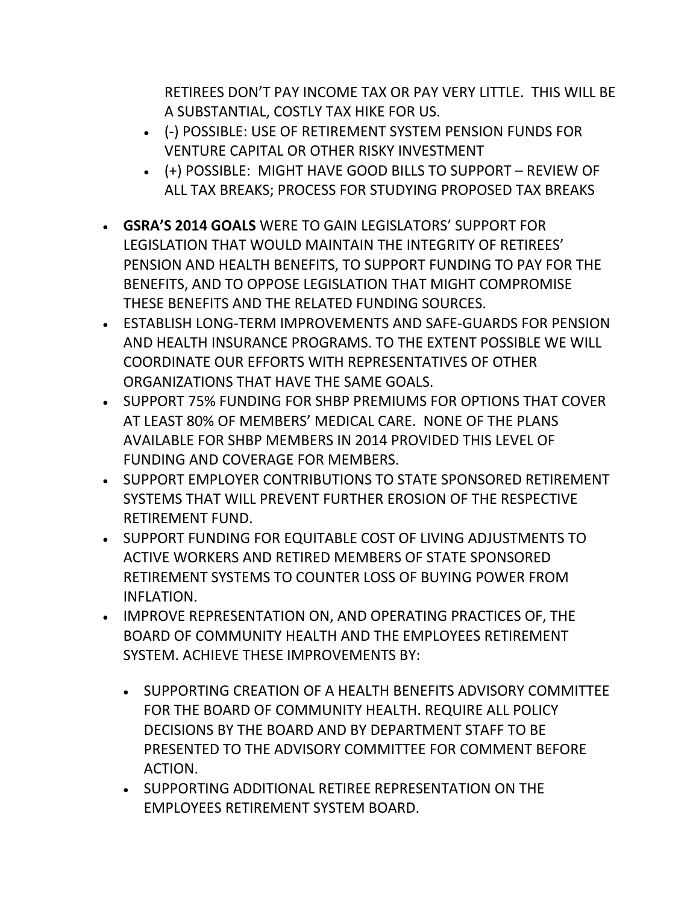RETIREES DON'T PAY INCOME TAX OR PAY VERY LITTLE. THIS WILL BE A SUBSTANTIAL, COSTLY TAX HIKE FOR US.

  - (-) POSSIBLE: USE OF RETIREMENT SYSTEM PENSION FUNDS FOR VENTURE CAPITAL OR OTHER RISKY INVESTMENT
  - (+) POSSIBLE: MIGHT HAVE GOOD BILLS TO SUPPORT – REVIEW OF ALL TAX BREAKS; PROCESS FOR STUDYING PROPOSED TAX BREAKS

- **GSRA'S 2014 GOALS** WERE TO GAIN LEGISLATORS' SUPPORT FOR LEGISLATION THAT WOULD MAINTAIN THE INTEGRITY OF RETIREES' PENSION AND HEALTH BENEFITS, TO SUPPORT FUNDING TO PAY FOR THE BENEFITS, AND TO OPPOSE LEGISLATION THAT MIGHT COMPROMISE THESE BENEFITS AND THE RELATED FUNDING SOURCES.
- ESTABLISH LONG-TERM IMPROVEMENTS AND SAFE-GUARDS FOR PENSION AND HEALTH INSURANCE PROGRAMS. TO THE EXTENT POSSIBLE WE WILL COORDINATE OUR EFFORTS WITH REPRESENTATIVES OF OTHER ORGANIZATIONS THAT HAVE THE SAME GOALS.
- SUPPORT 75% FUNDING FOR SHBP PREMIUMS FOR OPTIONS THAT COVER AT LEAST 80% OF MEMBERS' MEDICAL CARE. NONE OF THE PLANS AVAILABLE FOR SHBP MEMBERS IN 2014 PROVIDED THIS LEVEL OF FUNDING AND COVERAGE FOR MEMBERS.
- SUPPORT EMPLOYER CONTRIBUTIONS TO STATE SPONSORED RETIREMENT SYSTEMS THAT WILL PREVENT FURTHER EROSION OF THE RESPECTIVE RETIREMENT FUND.
- SUPPORT FUNDING FOR EQUITABLE COST OF LIVING ADJUSTMENTS TO ACTIVE WORKERS AND RETIRED MEMBERS OF STATE SPONSORED RETIREMENT SYSTEMS TO COUNTER LOSS OF BUYING POWER FROM INFLATION.
- IMPROVE REPRESENTATION ON, AND OPERATING PRACTICES OF, THE BOARD OF COMMUNITY HEALTH AND THE EMPLOYEES RETIREMENT SYSTEM. ACHIEVE THESE IMPROVEMENTS BY:
  - SUPPORTING CREATION OF A HEALTH BENEFITS ADVISORY COMMITTEE FOR THE BOARD OF COMMUNITY HEALTH. REQUIRE ALL POLICY DECISIONS BY THE BOARD AND BY DEPARTMENT STAFF TO BE PRESENTED TO THE ADVISORY COMMITTEE FOR COMMENT BEFORE ACTION.
  - SUPPORTING ADDITIONAL RETIREE REPRESENTATION ON THE EMPLOYEES RETIREMENT SYSTEM BOARD.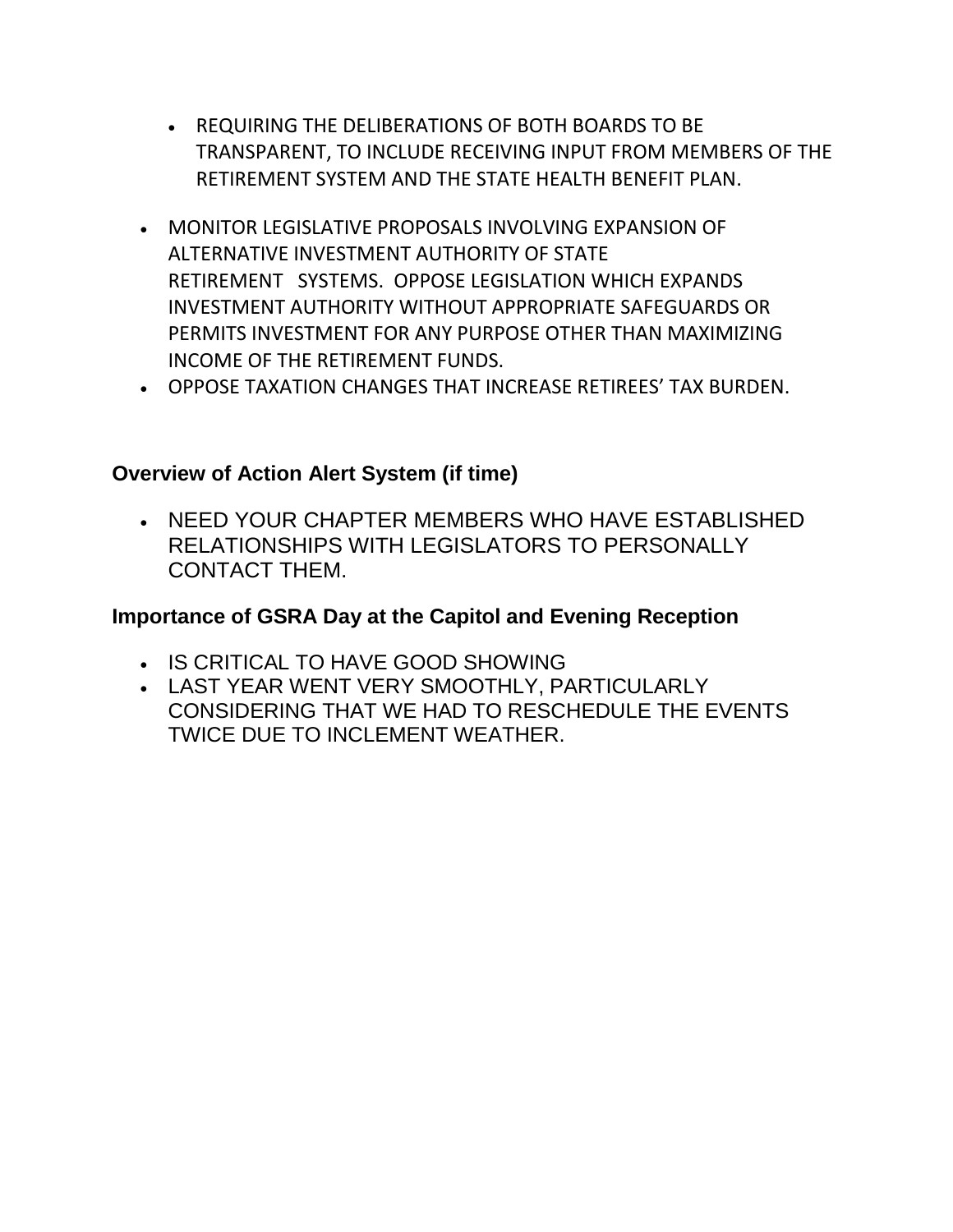- REQUIRING THE DELIBERATIONS OF BOTH BOARDS TO BE TRANSPARENT, TO INCLUDE RECEIVING INPUT FROM MEMBERS OF THE RETIREMENT SYSTEM AND THE STATE HEALTH BENEFIT PLAN.

- MONITOR LEGISLATIVE PROPOSALS INVOLVING EXPANSION OF ALTERNATIVE INVESTMENT AUTHORITY OF STATE RETIREMENT SYSTEMS. OPPOSE LEGISLATION WHICH EXPANDS INVESTMENT AUTHORITY WITHOUT APPROPRIATE SAFEGUARDS OR PERMITS INVESTMENT FOR ANY PURPOSE OTHER THAN MAXIMIZING INCOME OF THE RETIREMENT FUNDS.
- OPPOSE TAXATION CHANGES THAT INCREASE RETIREES' TAX BURDEN.

**Overview of Action Alert System (if time)**

- NEED YOUR CHAPTER MEMBERS WHO HAVE ESTABLISHED RELATIONSHIPS WITH LEGISLATORS TO PERSONALLY CONTACT THEM.

**Importance of GSRA Day at the Capitol and Evening Reception**

- IS CRITICAL TO HAVE GOOD SHOWING
- LAST YEAR WENT VERY SMOOTHLY, PARTICULARLY CONSIDERING THAT WE HAD TO RESCHEDULE THE EVENTS TWICE DUE TO INCLEMENT WEATHER.